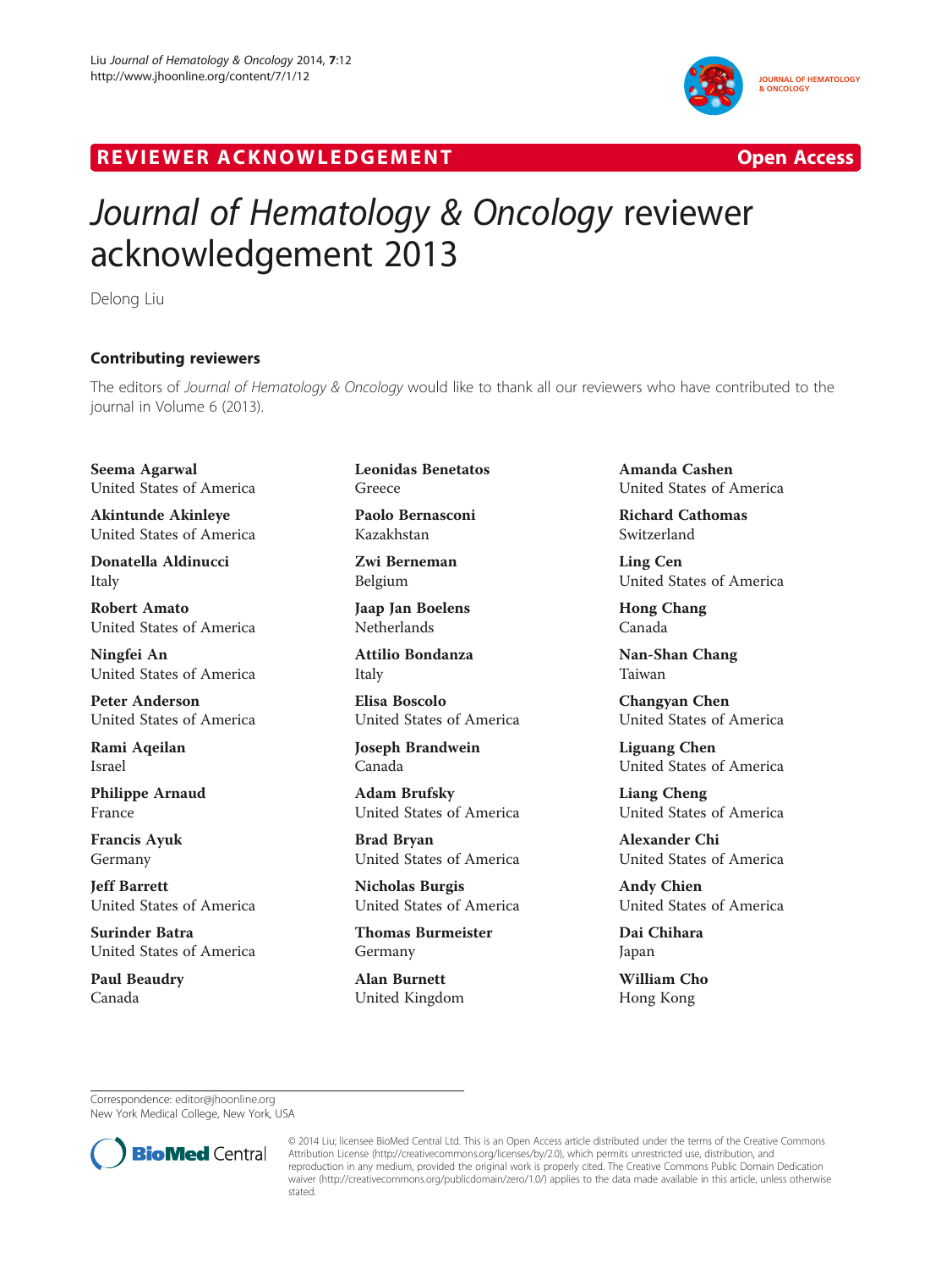REVIEWER ACKNOWLEDGEMENT Open Access

# *Journal of Hematology & Oncology* reviewer acknowledgement 2013

Delong Liu

## Contributing reviewers

The editors of *Journal of Hematology & Oncology* would like to thank all our reviewers who have contributed to the journal in Volume 6 (2013).

**Seema Agarwal**
United States of America

**Akintunde Akinleye**
United States of America

**Donatella Aldinucci**
Italy

**Robert Amato**
United States of America

**Ningfei An**
United States of America

**Peter Anderson**
United States of America

**Rami Aqeilan**
Israel

**Philippe Arnaud**
France

**Francis Ayuk**
Germany

**Jeff Barrett**
United States of America

**Surinder Batra**
United States of America

**Paul Beaudry**
Canada

**Leonidas Benetatos**
Greece

**Paolo Bernasconi**
Kazakhstan

**Zwi Berneman**
Belgium

**Jaap Jan Boelens**
Netherlands

**Attilio Bondanza**
Italy

**Elisa Boscolo**
United States of America

**Joseph Brandwein**
Canada

**Adam Brufsky**
United States of America

**Brad Bryan**
United States of America

**Nicholas Burgis**
United States of America

**Thomas Burmeister**
Germany

**Alan Burnett**
United Kingdom

**Amanda Cashen**
United States of America

**Richard Cathomas**
Switzerland

**Ling Cen**
United States of America

**Hong Chang**
Canada

**Nan-Shan Chang**
Taiwan

**Changyan Chen**
United States of America

**Liguang Chen**
United States of America

**Liang Cheng**
United States of America

**Alexander Chi**
United States of America

**Andy Chien**
United States of America

**Dai Chihara**
Japan

**William Cho**
Hong Kong

Correspondence: editor@jhoonline.org
New York Medical College, New York, USA

© 2014 Liu; licensee BioMed Central Ltd. This is an Open Access article distributed under the terms of the Creative Commons Attribution License (http://creativecommons.org/licenses/by/2.0), which permits unrestricted use, distribution, and reproduction in any medium, provided the original work is properly cited. The Creative Commons Public Domain Dedication waiver (http://creativecommons.org/publicdomain/zero/1.0/) applies to the data made available in this article, unless otherwise stated.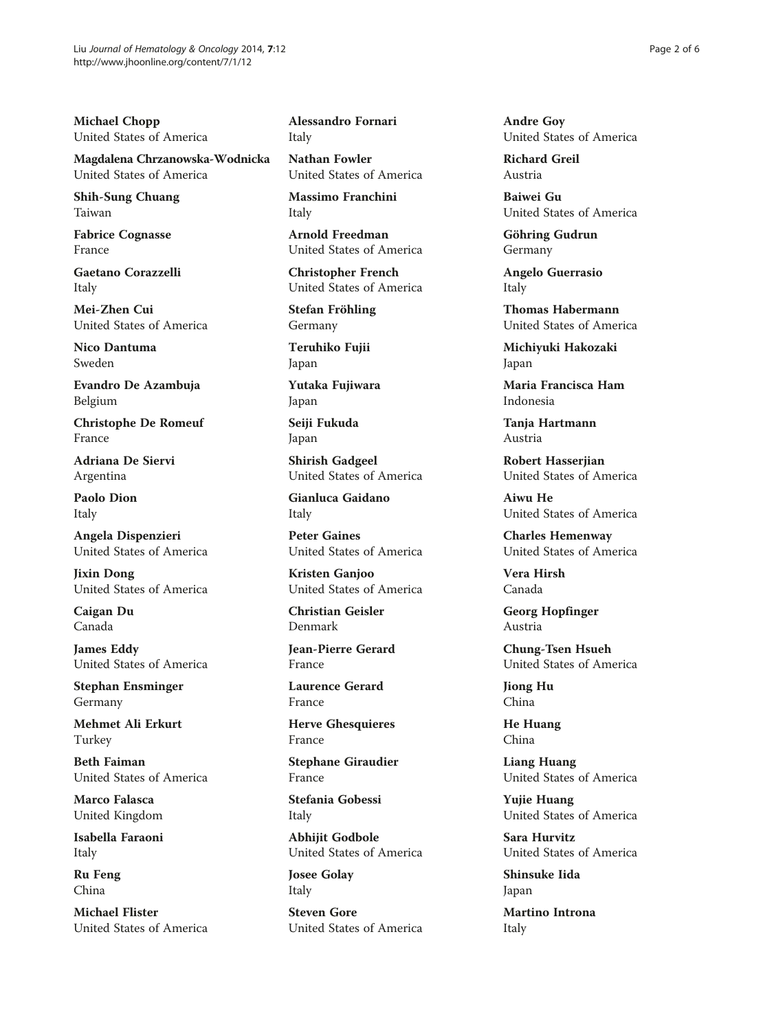**Michael Chopp**
United States of America

**Magdalena Chrzanowska-Wodnicka**
United States of America

**Shih-Sung Chuang**
Taiwan

**Fabrice Cognasse**
France

**Gaetano Corazzelli**
Italy

**Mei-Zhen Cui**
United States of America

**Nico Dantuma**
Sweden

**Evandro De Azambuja**
Belgium

**Christophe De Romeuf**
France

**Adriana De Siervi**
Argentina

**Paolo Dion**
Italy

**Angela Dispenzieri**
United States of America

**Jixin Dong**
United States of America

**Caigan Du**
Canada

**James Eddy**
United States of America

**Stephan Ensminger**
Germany

**Mehmet Ali Erkurt**
Turkey

**Beth Faiman**
United States of America

**Marco Falasca**
United Kingdom

**Isabella Faraoni**
Italy

**Ru Feng**
China

**Michael Flister**
United States of America

**Alessandro Fornari**
Italy

**Nathan Fowler**
United States of America

**Massimo Franchini**
Italy

**Arnold Freedman**
United States of America

**Christopher French**
United States of America

**Stefan Fröhling**
Germany

**Teruhiko Fujii**
Japan

**Yutaka Fujiwara**
Japan

**Seiji Fukuda**
Japan

**Shirish Gadgeel**
United States of America

**Gianluca Gaidano**
Italy

**Peter Gaines**
United States of America

**Kristen Ganjoo**
United States of America

**Christian Geisler**
Denmark

**Jean-Pierre Gerard**
France

**Laurence Gerard**
France

**Herve Ghesquieres**
France

**Stephane Giraudier**
France

**Stefania Gobessi**
Italy

**Abhijit Godbole**
United States of America

**Josee Golay**
Italy

**Steven Gore**
United States of America

**Andre Goy**
United States of America

**Richard Greil**
Austria

**Baiwei Gu**
United States of America

**Göhring Gudrun**
Germany

**Angelo Guerrasio**
Italy

**Thomas Habermann**
United States of America

**Michiyuki Hakozaki**
Japan

**Maria Francisca Ham**
Indonesia

**Tanja Hartmann**
Austria

**Robert Hasserjian**
United States of America

**Aiwu He**
United States of America

**Charles Hemenway**
United States of America

**Vera Hirsh**
Canada

**Georg Hopfinger**
Austria

**Chung-Tsen Hsueh**
United States of America

**Jiong Hu**
China

**He Huang**
China

**Liang Huang**
United States of America

**Yujie Huang**
United States of America

**Sara Hurvitz**
United States of America

**Shinsuke Iida**
Japan

**Martino Introna**
Italy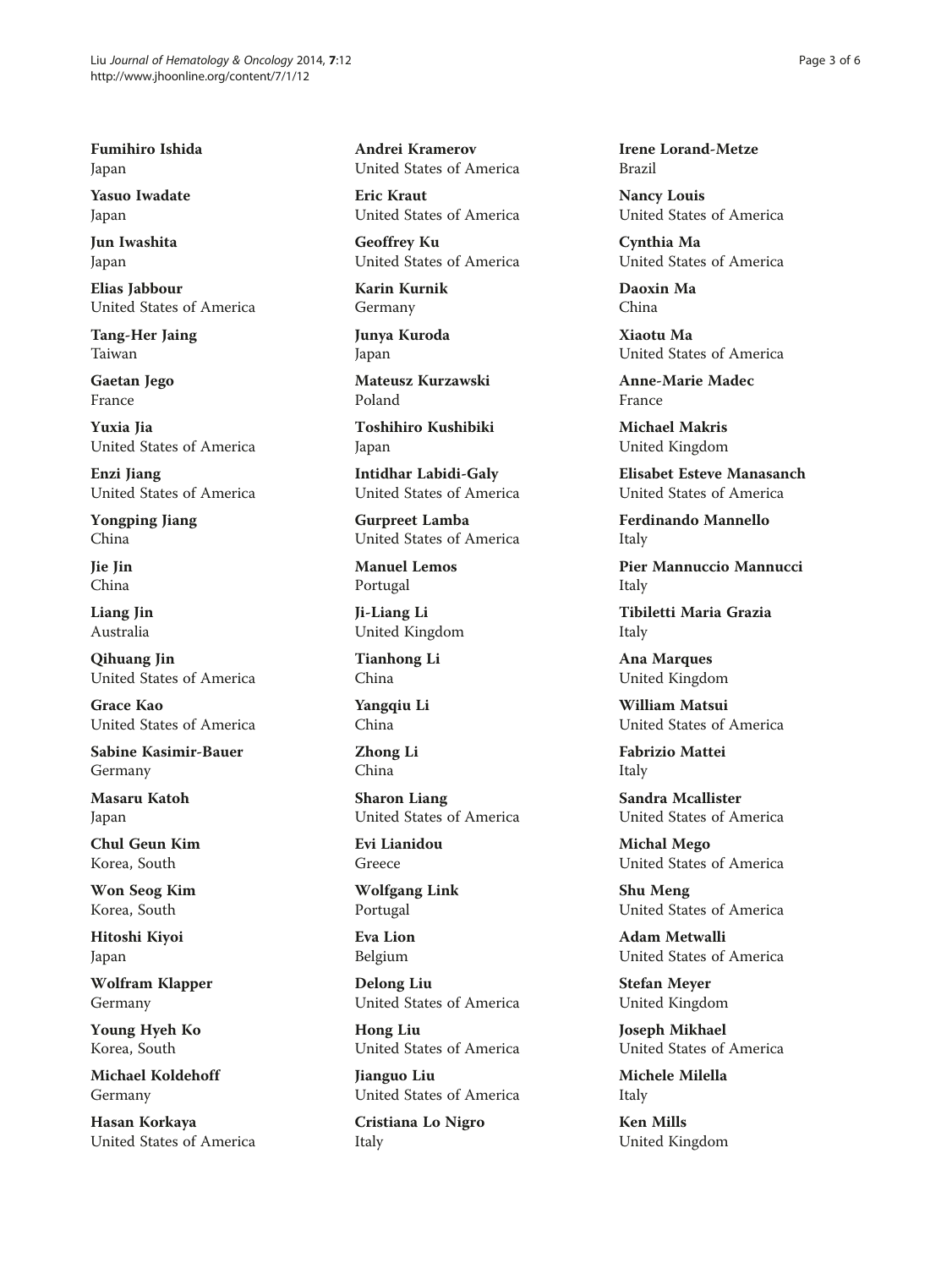**Fumihiro Ishida**
Japan

**Yasuo Iwadate**
Japan

**Jun Iwashita**
Japan

**Elias Jabbour**
United States of America

**Tang-Her Jaing**
Taiwan

**Gaetan Jego**
France

**Yuxia Jia**
United States of America

**Enzi Jiang**
United States of America

**Yongping Jiang**
China

**Jie Jin**
China

**Liang Jin**
Australia

**Qihuang Jin**
United States of America

**Grace Kao**
United States of America

**Sabine Kasimir-Bauer**
Germany

**Masaru Katoh**
Japan

**Chul Geun Kim**
Korea, South

**Won Seog Kim**
Korea, South

**Hitoshi Kiyoi**
Japan

**Wolfram Klapper**
Germany

**Young Hyeh Ko**
Korea, South

**Michael Koldehoff**
Germany

**Hasan Korkaya**
United States of America

**Andrei Kramerov**
United States of America

**Eric Kraut**
United States of America

**Geoffrey Ku**
United States of America

**Karin Kurnik**
Germany

**Junya Kuroda**
Japan

**Mateusz Kurzawski**
Poland

**Toshihiro Kushibiki**
Japan

**Intidhar Labidi-Galy**
United States of America

**Gurpreet Lamba**
United States of America

**Manuel Lemos**
Portugal

**Ji-Liang Li**
United Kingdom

**Tianhong Li**
China

**Yangqiu Li**
China

**Zhong Li**
China

**Sharon Liang**
United States of America

**Evi Lianidou**
Greece

**Wolfgang Link**
Portugal

**Eva Lion**
Belgium

**Delong Liu**
United States of America

**Hong Liu**
United States of America

**Jianguo Liu**
United States of America

**Cristiana Lo Nigro**
Italy

**Irene Lorand-Metze**
Brazil

**Nancy Louis**
United States of America

**Cynthia Ma**
United States of America

**Daoxin Ma**
China

**Xiaotu Ma**
United States of America

**Anne-Marie Madec**
France

**Michael Makris**
United Kingdom

**Elisabet Esteve Manasanch**
United States of America

**Ferdinando Mannello**
Italy

**Pier Mannuccio Mannucci**
Italy

**Tibiletti Maria Grazia**
Italy

**Ana Marques**
United Kingdom

**William Matsui**
United States of America

**Fabrizio Mattei**
Italy

**Sandra Mcallister**
United States of America

**Michal Mego**
United States of America

**Shu Meng**
United States of America

**Adam Metwalli**
United States of America

**Stefan Meyer**
United Kingdom

**Joseph Mikhael**
United States of America

**Michele Milella**
Italy

**Ken Mills**
United Kingdom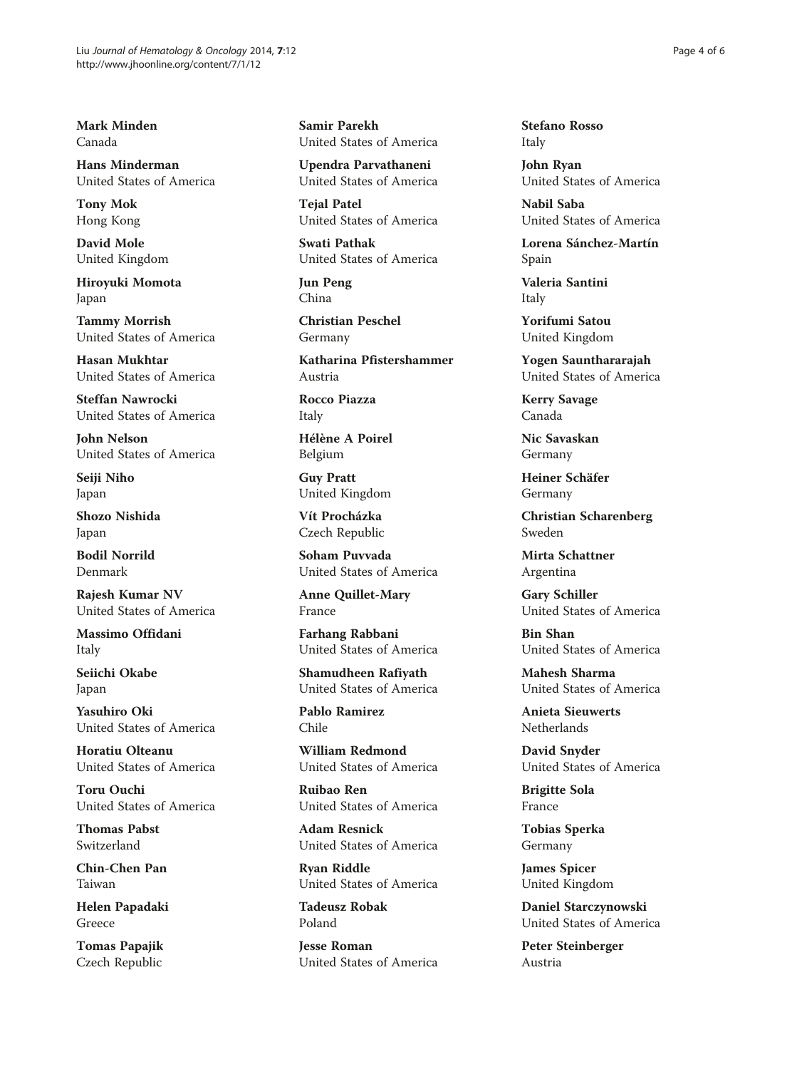**Mark Minden**
Canada

**Hans Minderman**
United States of America

**Tony Mok**
Hong Kong

**David Mole**
United Kingdom

**Hiroyuki Momota**
Japan

**Tammy Morrish**
United States of America

**Hasan Mukhtar**
United States of America

**Steffan Nawrocki**
United States of America

**John Nelson**
United States of America

**Seiji Niho**
Japan

**Shozo Nishida**
Japan

**Bodil Norrild**
Denmark

**Rajesh Kumar NV**
United States of America

**Massimo Offidani**
Italy

**Seiichi Okabe**
Japan

**Yasuhiro Oki**
United States of America

**Horatiu Olteanu**
United States of America

**Toru Ouchi**
United States of America

**Thomas Pabst**
Switzerland

**Chin-Chen Pan**
Taiwan

**Helen Papadaki**
Greece

**Tomas Papajik**
Czech Republic

**Samir Parekh**
United States of America

**Upendra Parvathaneni**
United States of America

**Tejal Patel**
United States of America

**Swati Pathak**
United States of America

**Jun Peng**
China

**Christian Peschel**
Germany

**Katharina Pfistershammer**
Austria

**Rocco Piazza**
Italy

**Hélène A Poirel**
Belgium

**Guy Pratt**
United Kingdom

**Vít Procházka**
Czech Republic

**Soham Puvvada**
United States of America

**Anne Quillet-Mary**
France

**Farhang Rabbani**
United States of America

**Shamudheen Rafiyath**
United States of America

**Pablo Ramirez**
Chile

**William Redmond**
United States of America

**Ruibao Ren**
United States of America

**Adam Resnick**
United States of America

**Ryan Riddle**
United States of America

**Tadeusz Robak**
Poland

**Jesse Roman**
United States of America

**Stefano Rosso**
Italy

**John Ryan**
United States of America

**Nabil Saba**
United States of America

**Lorena Sánchez-Martín**
Spain

**Valeria Santini**
Italy

**Yorifumi Satou**
United Kingdom

**Yogen Saunthararajah**
United States of America

**Kerry Savage**
Canada

**Nic Savaskan**
Germany

**Heiner Schäfer**
Germany

**Christian Scharenberg**
Sweden

**Mirta Schattner**
Argentina

**Gary Schiller**
United States of America

**Bin Shan**
United States of America

**Mahesh Sharma**
United States of America

**Anieta Sieuwerts**
Netherlands

**David Snyder**
United States of America

**Brigitte Sola**
France

**Tobias Sperka**
Germany

**James Spicer**
United Kingdom

**Daniel Starczynowski**
United States of America

**Peter Steinberger**
Austria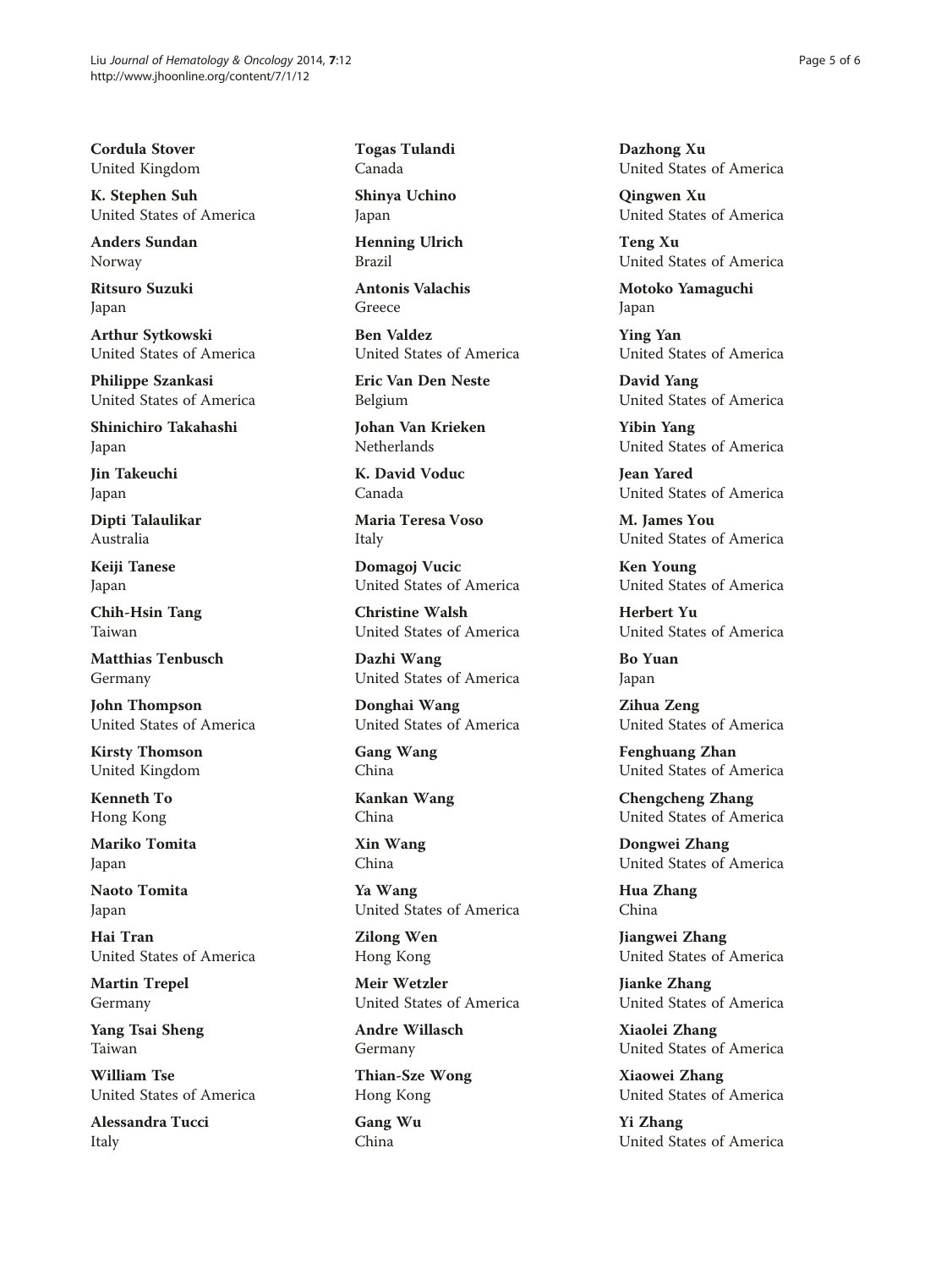**Cordula Stover**
United Kingdom

**K. Stephen Suh**
United States of America

**Anders Sundan**
Norway

**Ritsuro Suzuki**
Japan

**Arthur Sytkowski**
United States of America

**Philippe Szankasi**
United States of America

**Shinichiro Takahashi**
Japan

**Jin Takeuchi**
Japan

**Dipti Talaulikar**
Australia

**Keiji Tanese**
Japan

**Chih-Hsin Tang**
Taiwan

**Matthias Tenbusch**
Germany

**John Thompson**
United States of America

**Kirsty Thomson**
United Kingdom

**Kenneth To**
Hong Kong

**Mariko Tomita**
Japan

**Naoto Tomita**
Japan

**Hai Tran**
United States of America

**Martin Trepel**
Germany

**Yang Tsai Sheng**
Taiwan

**William Tse**
United States of America

**Alessandra Tucci**
Italy

**Togas Tulandi**
Canada

**Shinya Uchino**
Japan

**Henning Ulrich**
Brazil

**Antonis Valachis**
Greece

**Ben Valdez**
United States of America

**Eric Van Den Neste**
Belgium

**Johan Van Krieken**
Netherlands

**K. David Voduc**
Canada

**Maria Teresa Voso**
Italy

**Domagoj Vucic**
United States of America

**Christine Walsh**
United States of America

**Dazhi Wang**
United States of America

**Donghai Wang**
United States of America

**Gang Wang**
China

**Kankan Wang**
China

**Xin Wang**
China

**Ya Wang**
United States of America

**Zilong Wen**
Hong Kong

**Meir Wetzler**
United States of America

**Andre Willasch**
Germany

**Thian-Sze Wong**
Hong Kong

**Gang Wu**
China

**Dazhong Xu**
United States of America

**Qingwen Xu**
United States of America

**Teng Xu**
United States of America

**Motoko Yamaguchi**
Japan

**Ying Yan**
United States of America

**David Yang**
United States of America

**Yibin Yang**
United States of America

**Jean Yared**
United States of America

**M. James You**
United States of America

**Ken Young**
United States of America

**Herbert Yu**
United States of America

**Bo Yuan**
Japan

**Zihua Zeng**
United States of America

**Fenghuang Zhan**
United States of America

**Chengcheng Zhang**
United States of America

**Dongwei Zhang**
United States of America

**Hua Zhang**
China

**Jiangwei Zhang**
United States of America

**Jianke Zhang**
United States of America

**Xiaolei Zhang**
United States of America

**Xiaowei Zhang**
United States of America

**Yi Zhang**
United States of America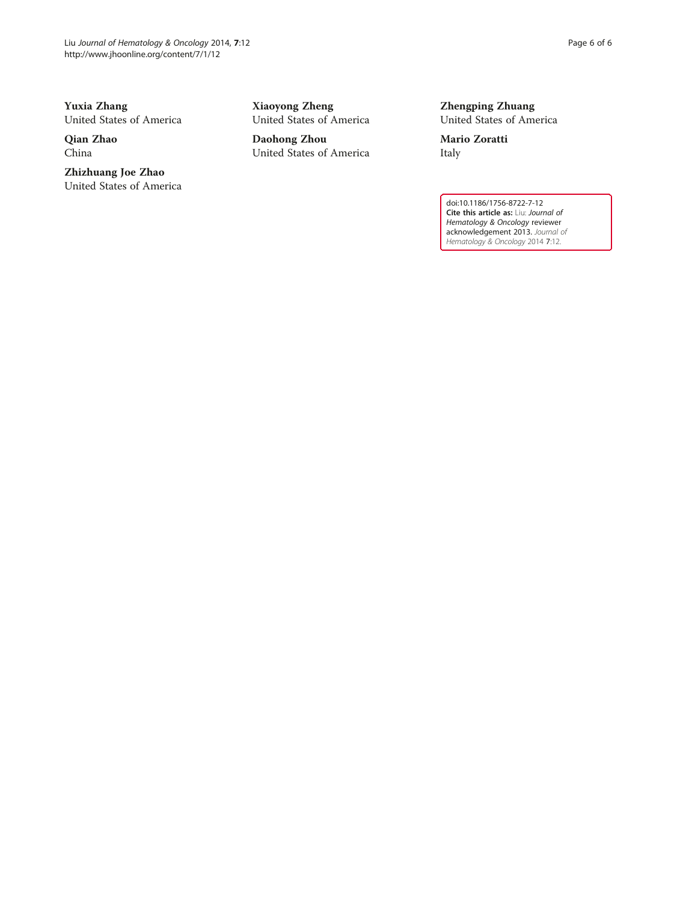**Yuxia Zhang**
United States of America

**Qian Zhao**
China

**Zhizhuang Joe Zhao**
United States of America

**Xiaoyong Zheng**
United States of America

**Daohong Zhou**
United States of America

**Zhengping Zhuang**
United States of America

**Mario Zoratti**
Italy

doi:10.1186/1756-8722-7-12
**Cite this article as:** Liu: *Journal of Hematology & Oncology* reviewer acknowledgement 2013. *Journal of Hematology & Oncology* 2014 **7**:12.